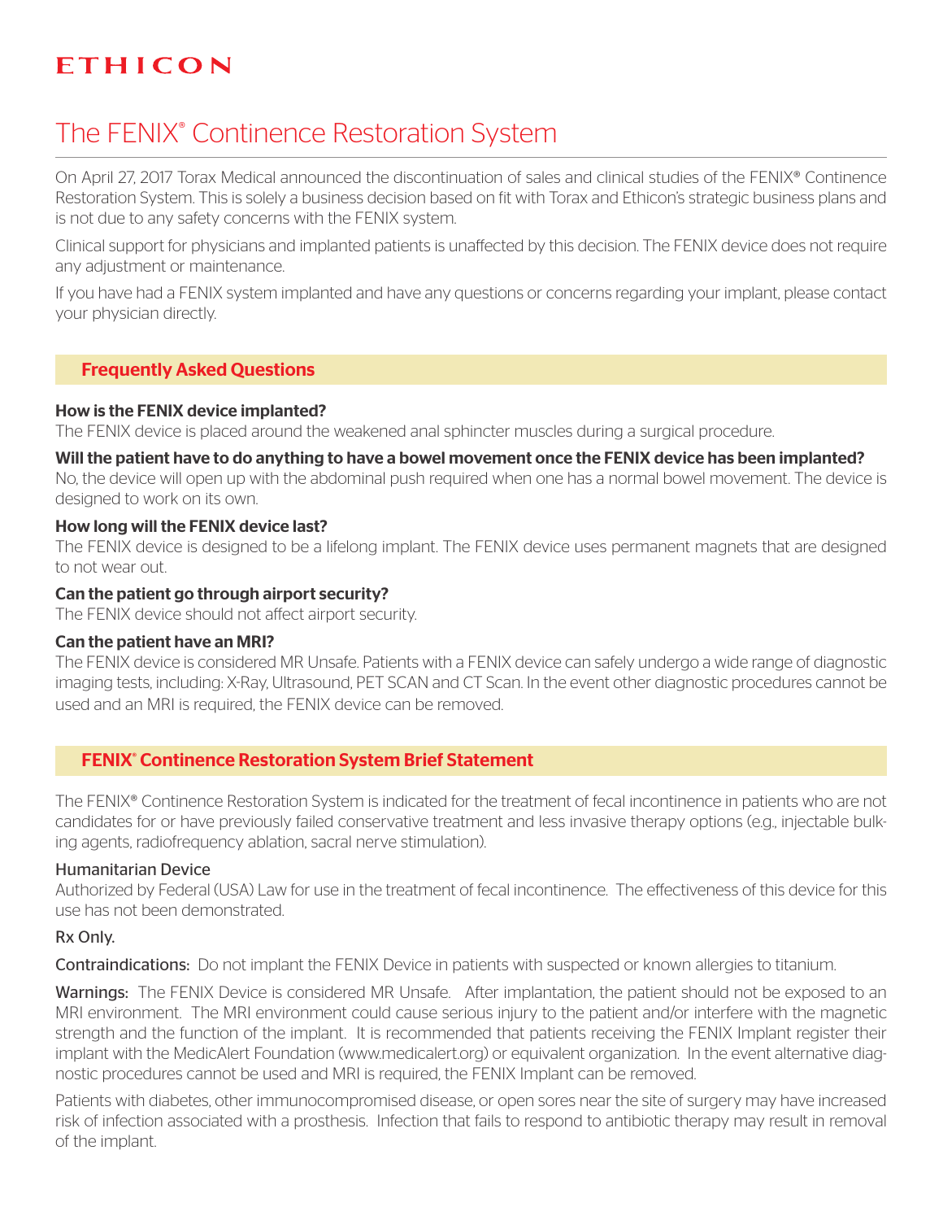ETHICON

# The FENIX® Continence Restoration System

On April 27, 2017 Torax Medical announced the discontinuation of sales and clinical studies of the FENIX® Continence Restoration System. This is solely a business decision based on fit with Torax and Ethicon's strategic business plans and is not due to any safety concerns with the FENIX system.

Clinical support for physicians and implanted patients is unaffected by this decision. The FENIX device does not require any adjustment or maintenance.

If you have had a FENIX system implanted and have any questions or concerns regarding your implant, please contact your physician directly.

## Frequently Asked Questions

**How is the FENIX device implanted?**
The FENIX device is placed around the weakened anal sphincter muscles during a surgical procedure.

**Will the patient have to do anything to have a bowel movement once the FENIX device has been implanted?**
No, the device will open up with the abdominal push required when one has a normal bowel movement. The device is designed to work on its own.

**How long will the FENIX device last?**
The FENIX device is designed to be a lifelong implant. The FENIX device uses permanent magnets that are designed to not wear out.

**Can the patient go through airport security?**
The FENIX device should not affect airport security.

**Can the patient have an MRI?**
The FENIX device is considered MR Unsafe. Patients with a FENIX device can safely undergo a wide range of diagnostic imaging tests, including: X-Ray, Ultrasound, PET SCAN and CT Scan. In the event other diagnostic procedures cannot be used and an MRI is required, the FENIX device can be removed.

## FENIX® Continence Restoration System Brief Statement

The FENIX® Continence Restoration System is indicated for the treatment of fecal incontinence in patients who are not candidates for or have previously failed conservative treatment and less invasive therapy options (e.g., injectable bulking agents, radiofrequency ablation, sacral nerve stimulation).

Humanitarian Device
Authorized by Federal (USA) Law for use in the treatment of fecal incontinence. The effectiveness of this device for this use has not been demonstrated.

Rx Only.

Contraindications: Do not implant the FENIX Device in patients with suspected or known allergies to titanium.

Warnings: The FENIX Device is considered MR Unsafe. After implantation, the patient should not be exposed to an MRI environment. The MRI environment could cause serious injury to the patient and/or interfere with the magnetic strength and the function of the implant. It is recommended that patients receiving the FENIX Implant register their implant with the MedicAlert Foundation (www.medicalert.org) or equivalent organization. In the event alternative diagnostic procedures cannot be used and MRI is required, the FENIX Implant can be removed.

Patients with diabetes, other immunocompromised disease, or open sores near the site of surgery may have increased risk of infection associated with a prosthesis. Infection that fails to respond to antibiotic therapy may result in removal of the implant.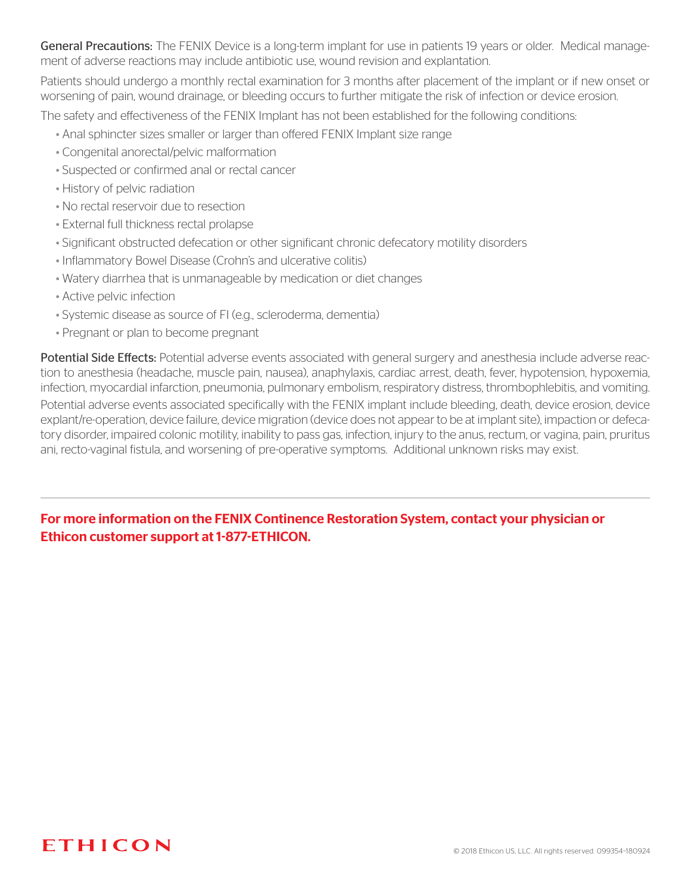**General Precautions:** The FENIX Device is a long-term implant for use in patients 19 years or older. Medical management of adverse reactions may include antibiotic use, wound revision and explantation.

Patients should undergo a monthly rectal examination for 3 months after placement of the implant or if new onset or worsening of pain, wound drainage, or bleeding occurs to further mitigate the risk of infection or device erosion.

The safety and effectiveness of the FENIX Implant has not been established for the following conditions:

- Anal sphincter sizes smaller or larger than offered FENIX Implant size range
- Congenital anorectal/pelvic malformation
- Suspected or confirmed anal or rectal cancer
- History of pelvic radiation
- No rectal reservoir due to resection
- External full thickness rectal prolapse
- Significant obstructed defecation or other significant chronic defecatory motility disorders
- Inflammatory Bowel Disease (Crohn's and ulcerative colitis)
- Watery diarrhea that is unmanageable by medication or diet changes
- Active pelvic infection
- Systemic disease as source of FI (e.g., scleroderma, dementia)
- Pregnant or plan to become pregnant

**Potential Side Effects:** Potential adverse events associated with general surgery and anesthesia include adverse reaction to anesthesia (headache, muscle pain, nausea), anaphylaxis, cardiac arrest, death, fever, hypotension, hypoxemia, infection, myocardial infarction, pneumonia, pulmonary embolism, respiratory distress, thrombophlebitis, and vomiting. Potential adverse events associated specifically with the FENIX implant include bleeding, death, device erosion, device explant/re-operation, device failure, device migration (device does not appear to be at implant site), impaction or defecatory disorder, impaired colonic motility, inability to pass gas, infection, injury to the anus, rectum, or vagina, pain, pruritus ani, recto-vaginal fistula, and worsening of pre-operative symptoms. Additional unknown risks may exist.

---

**For more information on the FENIX Continence Restoration System, contact your physician or Ethicon customer support at 1-877-ETHICON.**

ETHICON

© 2018 Ethicon US, LLC. All rights reserved. 099354-180924